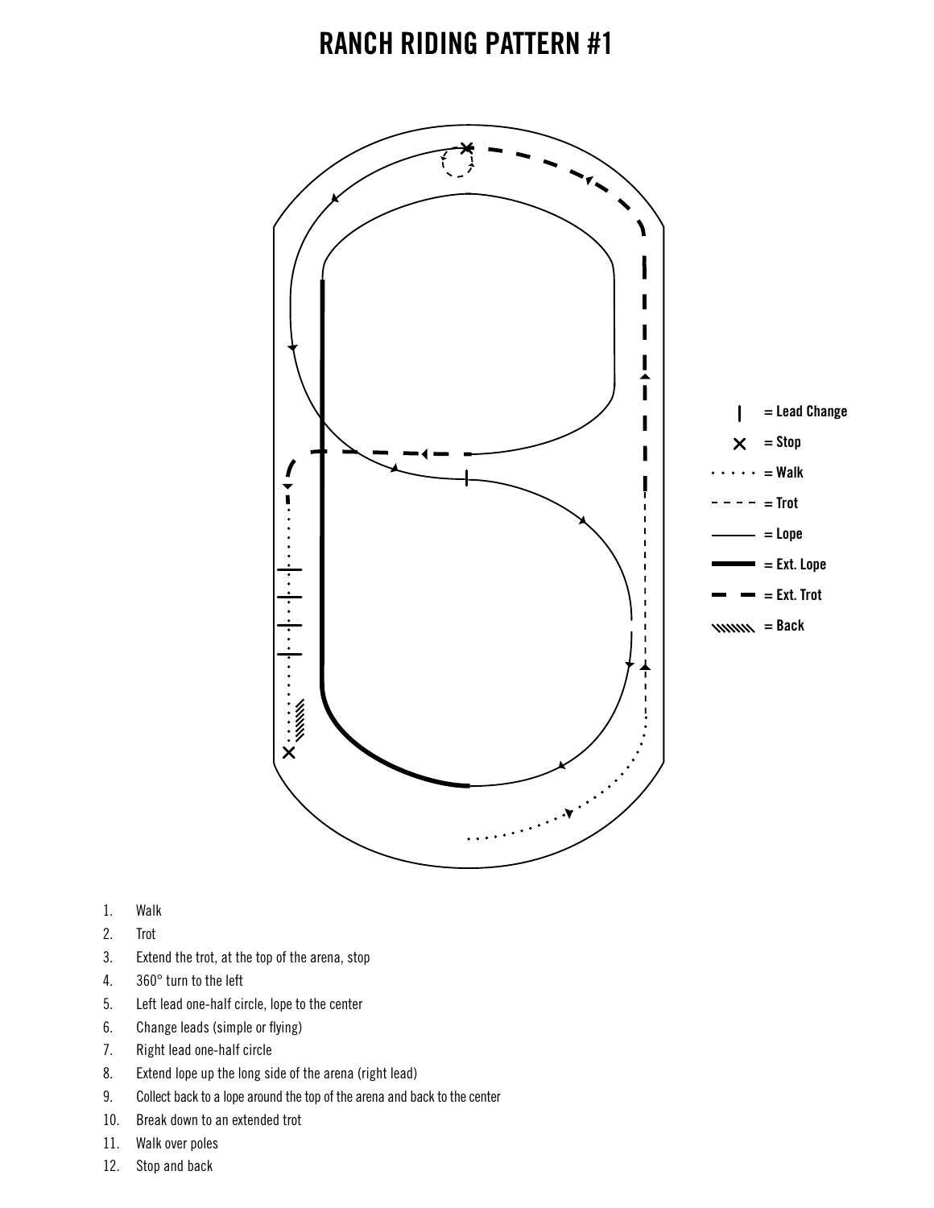# RANCH RIDING PATTERN #1

| = Lead Change
× = Stop
· · · · · = Walk
- - - - = Trot
——— = Lope
━━━ = Ext. Lope
━ ━ ━ = Ext. Trot
\\\\\\\\ = Back

1. Walk
2. Trot
3. Extend the trot, at the top of the arena, stop
4. 360° turn to the left
5. Left lead one-half circle, lope to the center
6. Change leads (simple or flying)
7. Right lead one-half circle
8. Extend lope up the long side of the arena (right lead)
9. Collect back to a lope around the top of the arena and back to the center
10. Break down to an extended trot
11. Walk over poles
12. Stop and back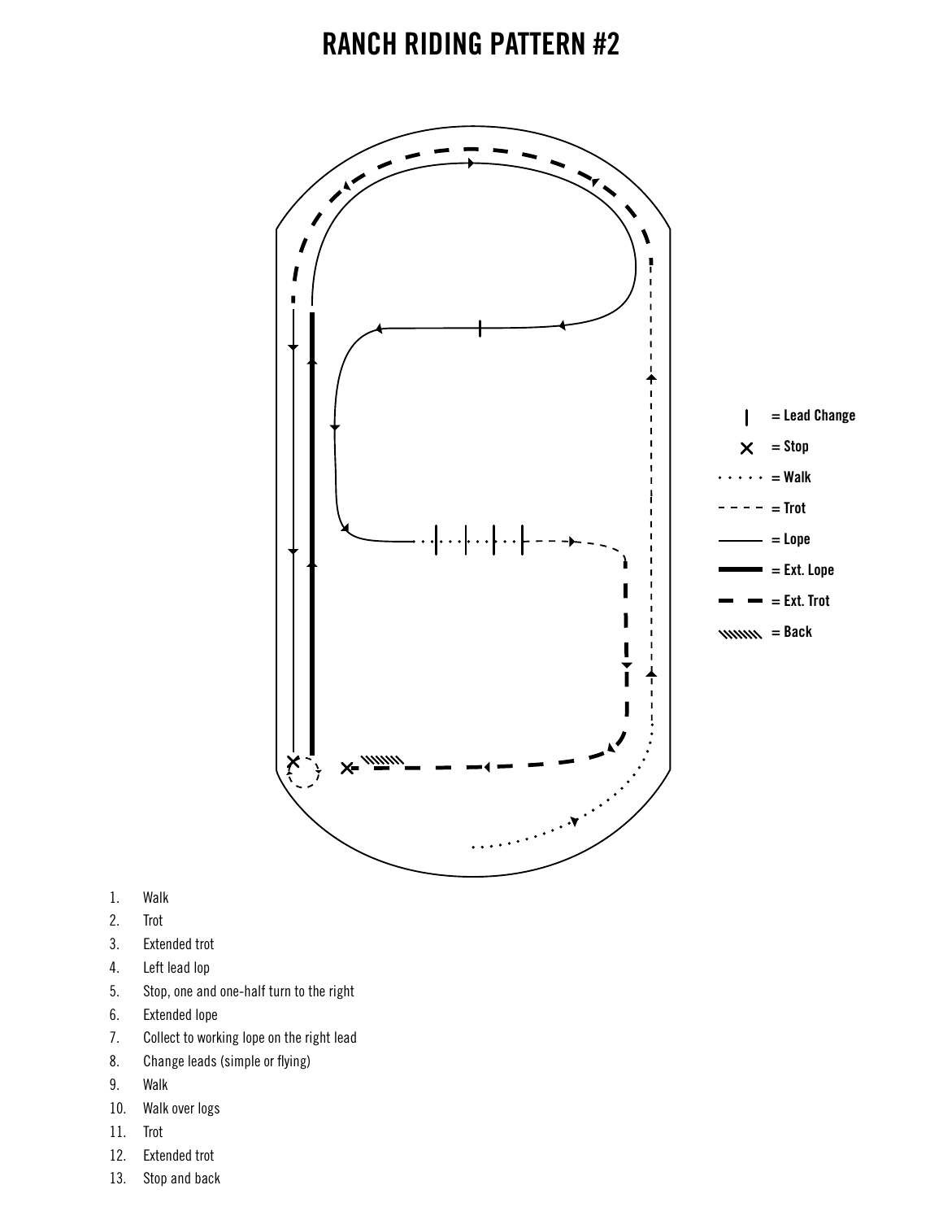# RANCH RIDING PATTERN #2

| = Lead Change

× = Stop

· · · · · = Walk

- - - - = Trot

——— = Lope

▬▬▬ = Ext. Lope

▬ ▬ ▬ = Ext. Trot

\\\\\\\\ = Back

1. Walk
2. Trot
3. Extended trot
4. Left lead lop
5. Stop, one and one-half turn to the right
6. Extended lope
7. Collect to working lope on the right lead
8. Change leads (simple or flying)
9. Walk
10. Walk over logs
11. Trot
12. Extended trot
13. Stop and back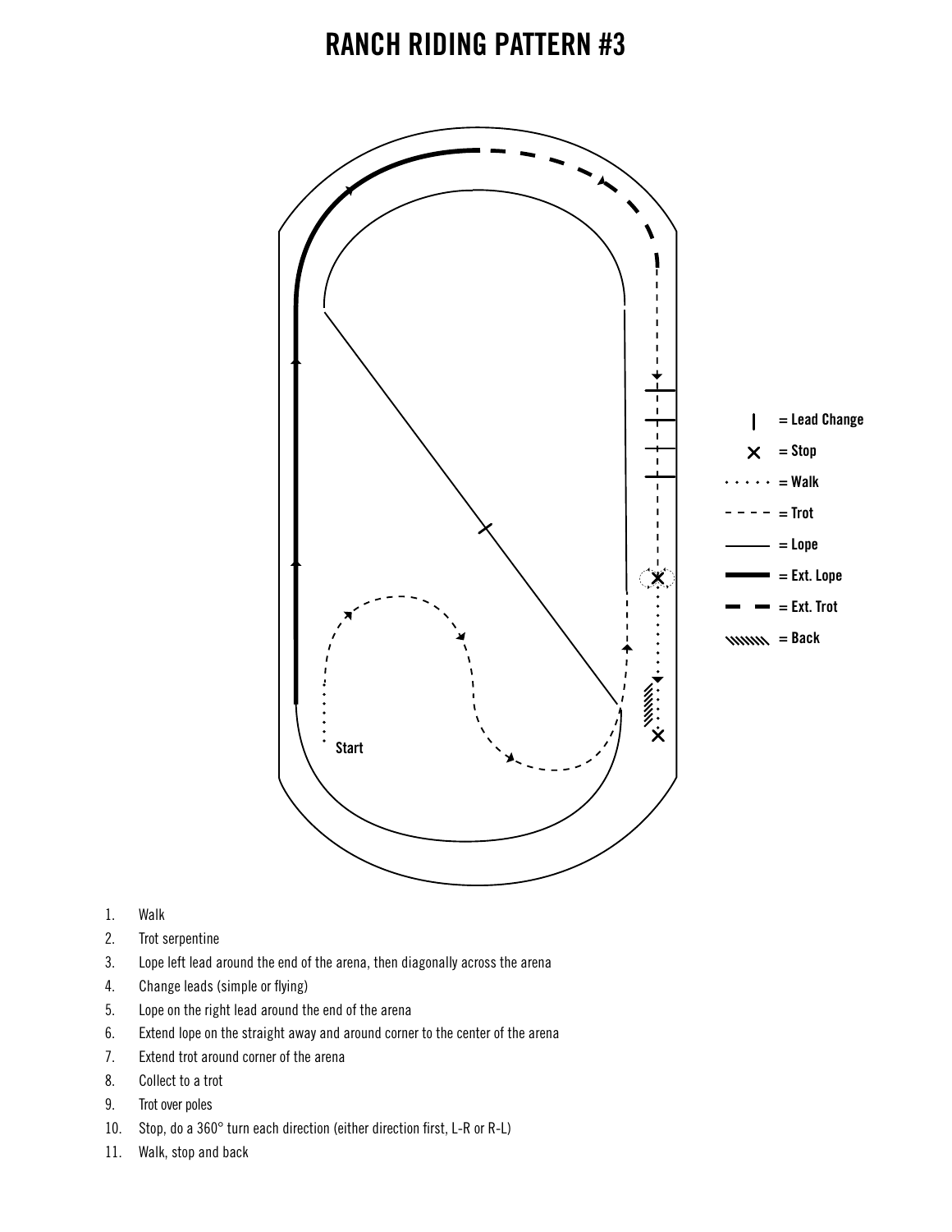# RANCH RIDING PATTERN #3

Start

| = Lead Change
✕ = Stop
· · · · · = Walk
- - - - = Trot
——— = Lope
▬▬▬ = Ext. Lope
▬ ▬ = Ext. Trot
\\\\\\\\ = Back

1. Walk
2. Trot serpentine
3. Lope left lead around the end of the arena, then diagonally across the arena
4. Change leads (simple or flying)
5. Lope on the right lead around the end of the arena
6. Extend lope on the straight away and around corner to the center of the arena
7. Extend trot around corner of the arena
8. Collect to a trot
9. Trot over poles
10. Stop, do a 360° turn each direction (either direction first, L-R or R-L)
11. Walk, stop and back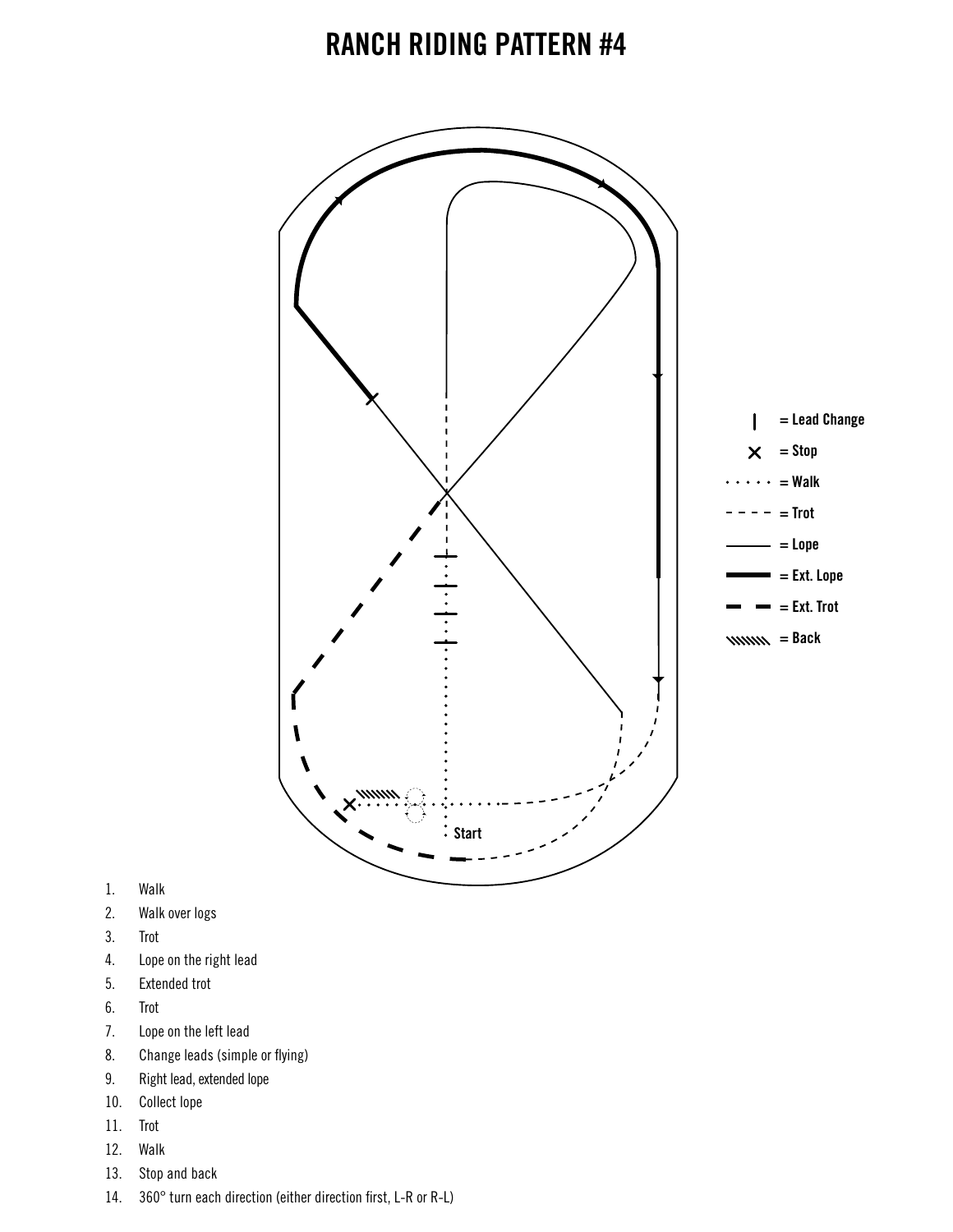# RANCH RIDING PATTERN #4

| = Lead Change
× = Stop
· · · · · = Walk
- - - - = Trot
——— = Lope
━━━ = Ext. Lope
— — = Ext. Trot
\\\\\\\\ = Back

Start

1. Walk
2. Walk over logs
3. Trot
4. Lope on the right lead
5. Extended trot
6. Trot
7. Lope on the left lead
8. Change leads (simple or flying)
9. Right lead, extended lope
10. Collect lope
11. Trot
12. Walk
13. Stop and back
14. 360° turn each direction (either direction first, L-R or R-L)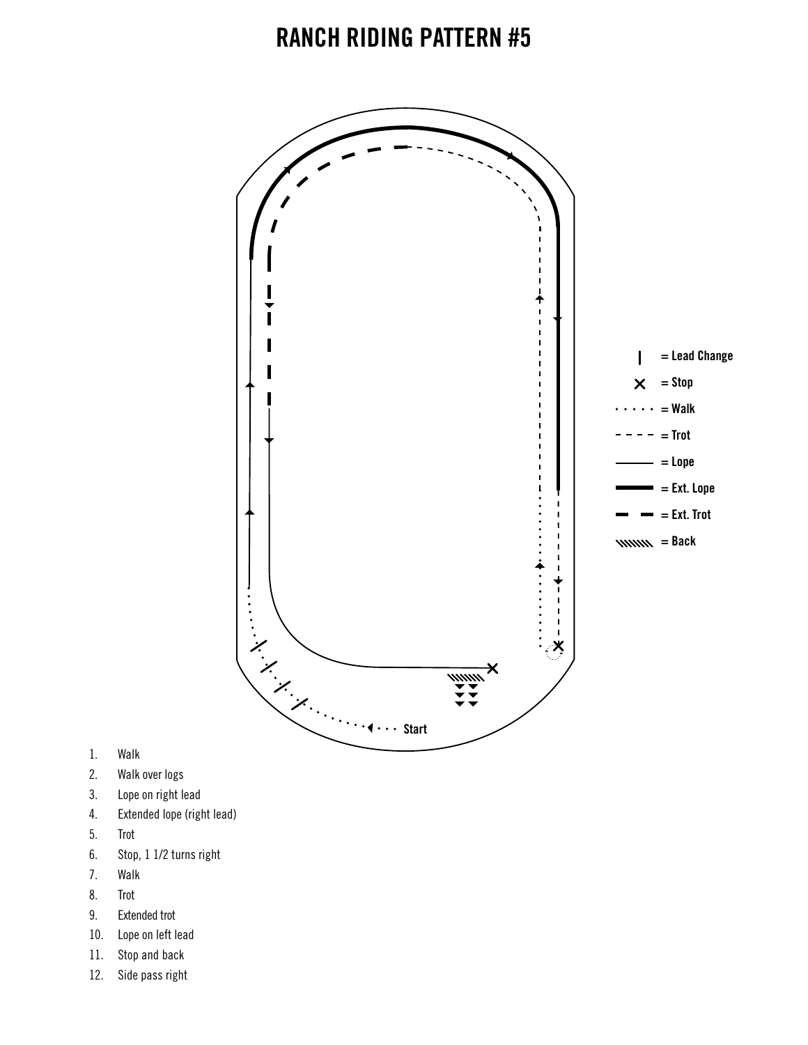# RANCH RIDING PATTERN #5

Start

= Lead Change
= Stop
= Walk
= Trot
= Lope
= Ext. Lope
= Ext. Trot
= Back

1. Walk
2. Walk over logs
3. Lope on right lead
4. Extended lope (right lead)
5. Trot
6. Stop, 1 1/2 turns right
7. Walk
8. Trot
9. Extended trot
10. Lope on left lead
11. Stop and back
12. Side pass right